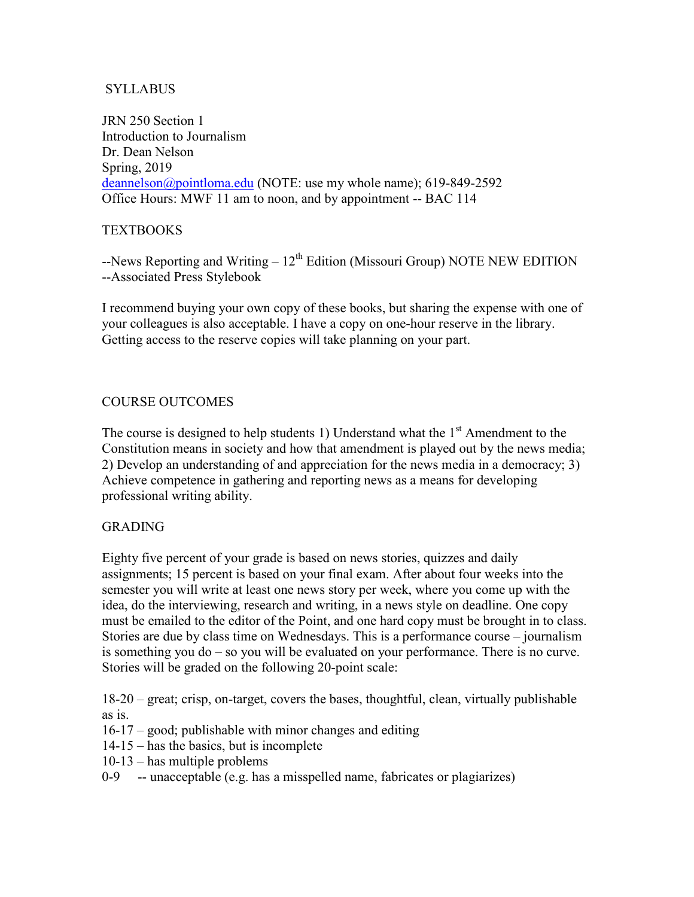# SYLLABUS

JRN 250 Section 1
Introduction to Journalism
Dr. Dean Nelson
Spring, 2019
deannelson@pointloma.edu (NOTE: use my whole name); 619-849-2592
Office Hours: MWF 11 am to noon, and by appointment -- BAC 114

## TEXTBOOKS

--News Reporting and Writing – 12th Edition (Missouri Group) NOTE NEW EDITION
--Associated Press Stylebook

I recommend buying your own copy of these books, but sharing the expense with one of your colleagues is also acceptable. I have a copy on one-hour reserve in the library. Getting access to the reserve copies will take planning on your part.

## COURSE OUTCOMES

The course is designed to help students 1) Understand what the 1st Amendment to the Constitution means in society and how that amendment is played out by the news media; 2) Develop an understanding of and appreciation for the news media in a democracy; 3) Achieve competence in gathering and reporting news as a means for developing professional writing ability.

## GRADING

Eighty five percent of your grade is based on news stories, quizzes and daily assignments; 15 percent is based on your final exam. After about four weeks into the semester you will write at least one news story per week, where you come up with the idea, do the interviewing, research and writing, in a news style on deadline. One copy must be emailed to the editor of the Point, and one hard copy must be brought in to class. Stories are due by class time on Wednesdays. This is a performance course – journalism is something you do – so you will be evaluated on your performance. There is no curve. Stories will be graded on the following 20-point scale:

18-20 – great; crisp, on-target, covers the bases, thoughtful, clean, virtually publishable as is.
16-17 – good; publishable with minor changes and editing
14-15 – has the basics, but is incomplete
10-13 – has multiple problems
0-9 -- unacceptable (e.g. has a misspelled name, fabricates or plagiarizes)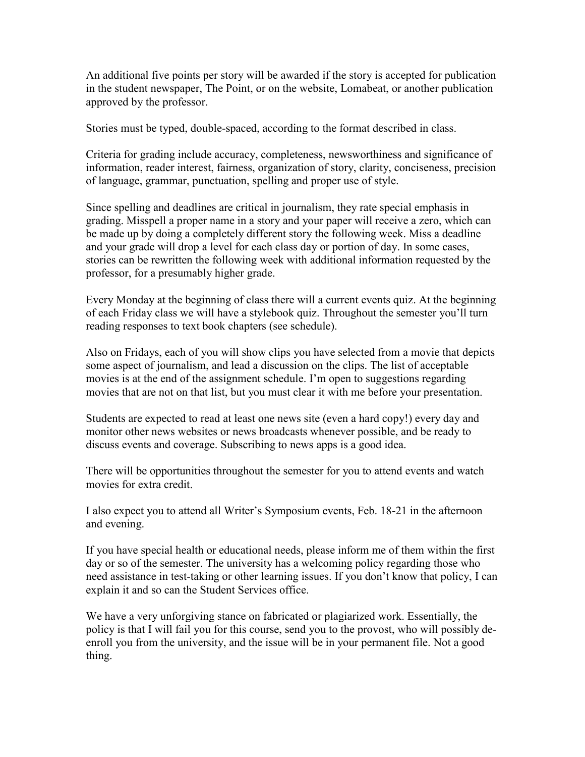An additional five points per story will be awarded if the story is accepted for publication in the student newspaper, The Point, or on the website, Lomabeat, or another publication approved by the professor.

Stories must be typed, double-spaced, according to the format described in class.

Criteria for grading include accuracy, completeness, newsworthiness and significance of information, reader interest, fairness, organization of story, clarity, conciseness, precision of language, grammar, punctuation, spelling and proper use of style.

Since spelling and deadlines are critical in journalism, they rate special emphasis in grading. Misspell a proper name in a story and your paper will receive a zero, which can be made up by doing a completely different story the following week. Miss a deadline and your grade will drop a level for each class day or portion of day. In some cases, stories can be rewritten the following week with additional information requested by the professor, for a presumably higher grade.

Every Monday at the beginning of class there will a current events quiz. At the beginning of each Friday class we will have a stylebook quiz. Throughout the semester you'll turn reading responses to text book chapters (see schedule).

Also on Fridays, each of you will show clips you have selected from a movie that depicts some aspect of journalism, and lead a discussion on the clips. The list of acceptable movies is at the end of the assignment schedule. I'm open to suggestions regarding movies that are not on that list, but you must clear it with me before your presentation.

Students are expected to read at least one news site (even a hard copy!) every day and monitor other news websites or news broadcasts whenever possible, and be ready to discuss events and coverage. Subscribing to news apps is a good idea.

There will be opportunities throughout the semester for you to attend events and watch movies for extra credit.

I also expect you to attend all Writer's Symposium events, Feb. 18-21 in the afternoon and evening.

If you have special health or educational needs, please inform me of them within the first day or so of the semester. The university has a welcoming policy regarding those who need assistance in test-taking or other learning issues. If you don't know that policy, I can explain it and so can the Student Services office.

We have a very unforgiving stance on fabricated or plagiarized work. Essentially, the policy is that I will fail you for this course, send you to the provost, who will possibly de-enroll you from the university, and the issue will be in your permanent file. Not a good thing.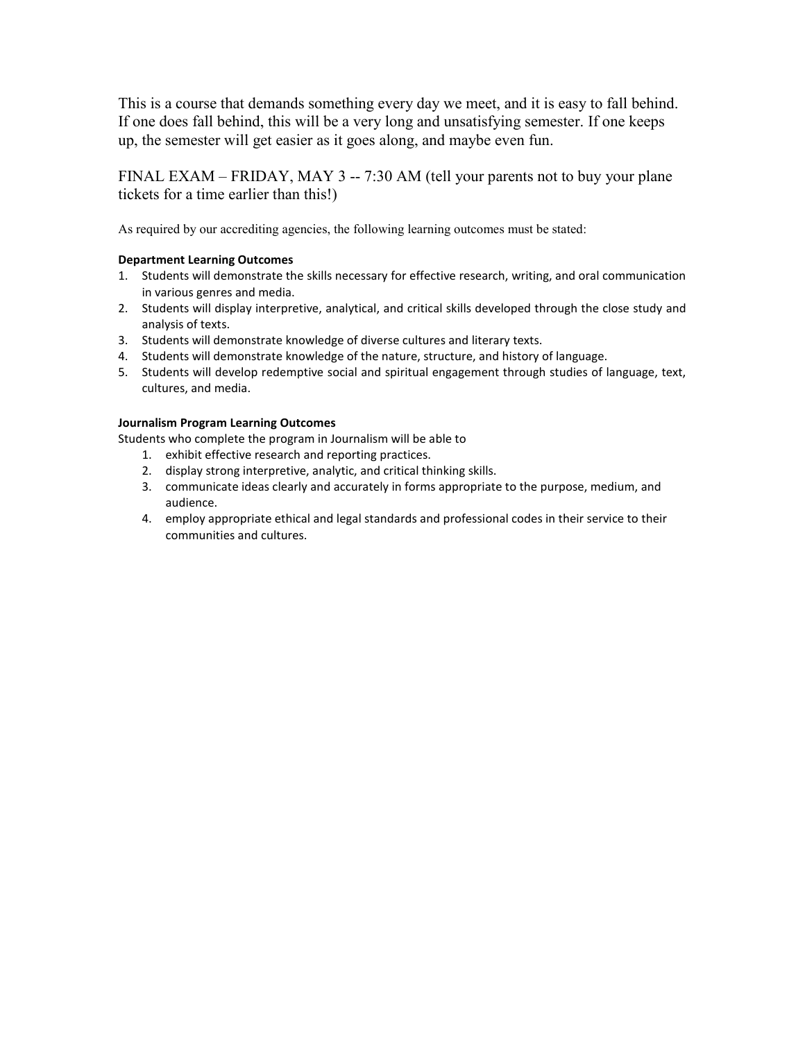This is a course that demands something every day we meet, and it is easy to fall behind. If one does fall behind, this will be a very long and unsatisfying semester. If one keeps up, the semester will get easier as it goes along, and maybe even fun.

FINAL EXAM – FRIDAY, MAY 3 -- 7:30 AM (tell your parents not to buy your plane tickets for a time earlier than this!)

As required by our accrediting agencies, the following learning outcomes must be stated:

**Department Learning Outcomes**

1. Students will demonstrate the skills necessary for effective research, writing, and oral communication in various genres and media.
2. Students will display interpretive, analytical, and critical skills developed through the close study and analysis of texts.
3. Students will demonstrate knowledge of diverse cultures and literary texts.
4. Students will demonstrate knowledge of the nature, structure, and history of language.
5. Students will develop redemptive social and spiritual engagement through studies of language, text, cultures, and media.

**Journalism Program Learning Outcomes**

Students who complete the program in Journalism will be able to

1. exhibit effective research and reporting practices.
2. display strong interpretive, analytic, and critical thinking skills.
3. communicate ideas clearly and accurately in forms appropriate to the purpose, medium, and audience.
4. employ appropriate ethical and legal standards and professional codes in their service to their communities and cultures.